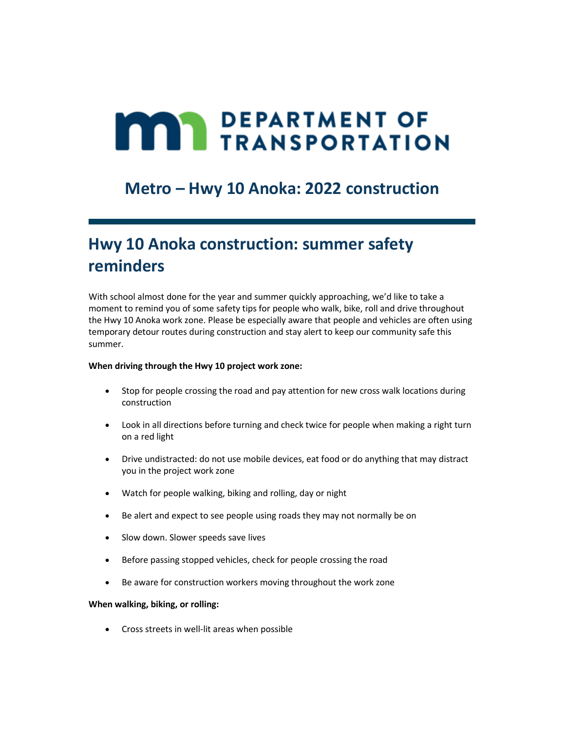DEPARTMENT OF TRANSPORTATION

## Metro – Hwy 10 Anoka: 2022 construction

# Hwy 10 Anoka construction: summer safety reminders

With school almost done for the year and summer quickly approaching, we'd like to take a moment to remind you of some safety tips for people who walk, bike, roll and drive throughout the Hwy 10 Anoka work zone. Please be especially aware that people and vehicles are often using temporary detour routes during construction and stay alert to keep our community safe this summer.

**When driving through the Hwy 10 project work zone:**

- Stop for people crossing the road and pay attention for new cross walk locations during construction
- Look in all directions before turning and check twice for people when making a right turn on a red light
- Drive undistracted: do not use mobile devices, eat food or do anything that may distract you in the project work zone
- Watch for people walking, biking and rolling, day or night
- Be alert and expect to see people using roads they may not normally be on
- Slow down. Slower speeds save lives
- Before passing stopped vehicles, check for people crossing the road
- Be aware for construction workers moving throughout the work zone

**When walking, biking, or rolling:**

- Cross streets in well-lit areas when possible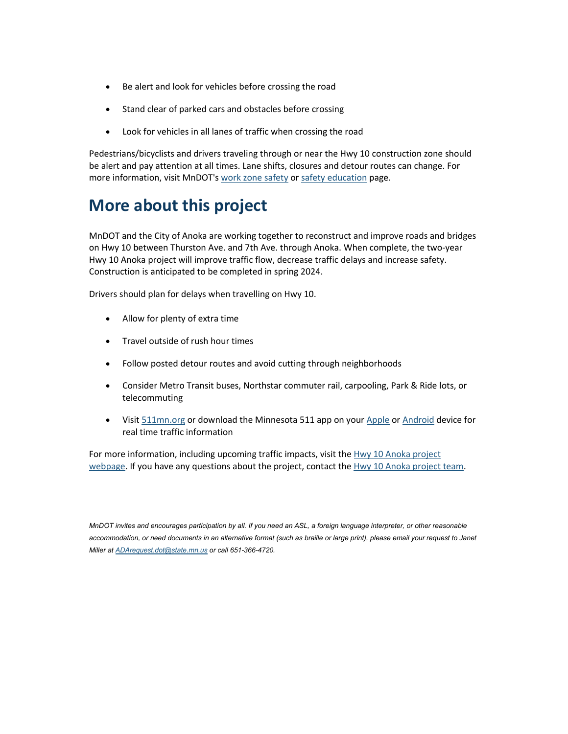- Be alert and look for vehicles before crossing the road
- Stand clear of parked cars and obstacles before crossing
- Look for vehicles in all lanes of traffic when crossing the road

Pedestrians/bicyclists and drivers traveling through or near the Hwy 10 construction zone should be alert and pay attention at all times. Lane shifts, closures and detour routes can change. For more information, visit MnDOT's work zone safety or safety education page.

## More about this project

MnDOT and the City of Anoka are working together to reconstruct and improve roads and bridges on Hwy 10 between Thurston Ave. and 7th Ave. through Anoka. When complete, the two-year Hwy 10 Anoka project will improve traffic flow, decrease traffic delays and increase safety. Construction is anticipated to be completed in spring 2024.

Drivers should plan for delays when travelling on Hwy 10.

- Allow for plenty of extra time
- Travel outside of rush hour times
- Follow posted detour routes and avoid cutting through neighborhoods
- Consider Metro Transit buses, Northstar commuter rail, carpooling, Park & Ride lots, or telecommuting
- Visit 511mn.org or download the Minnesota 511 app on your Apple or Android device for real time traffic information

For more information, including upcoming traffic impacts, visit the Hwy 10 Anoka project webpage. If you have any questions about the project, contact the Hwy 10 Anoka project team.

*MnDOT invites and encourages participation by all. If you need an ASL, a foreign language interpreter, or other reasonable accommodation, or need documents in an alternative format (such as braille or large print), please email your request to Janet Miller at ADArequest.dot@state.mn.us or call 651-366-4720.*